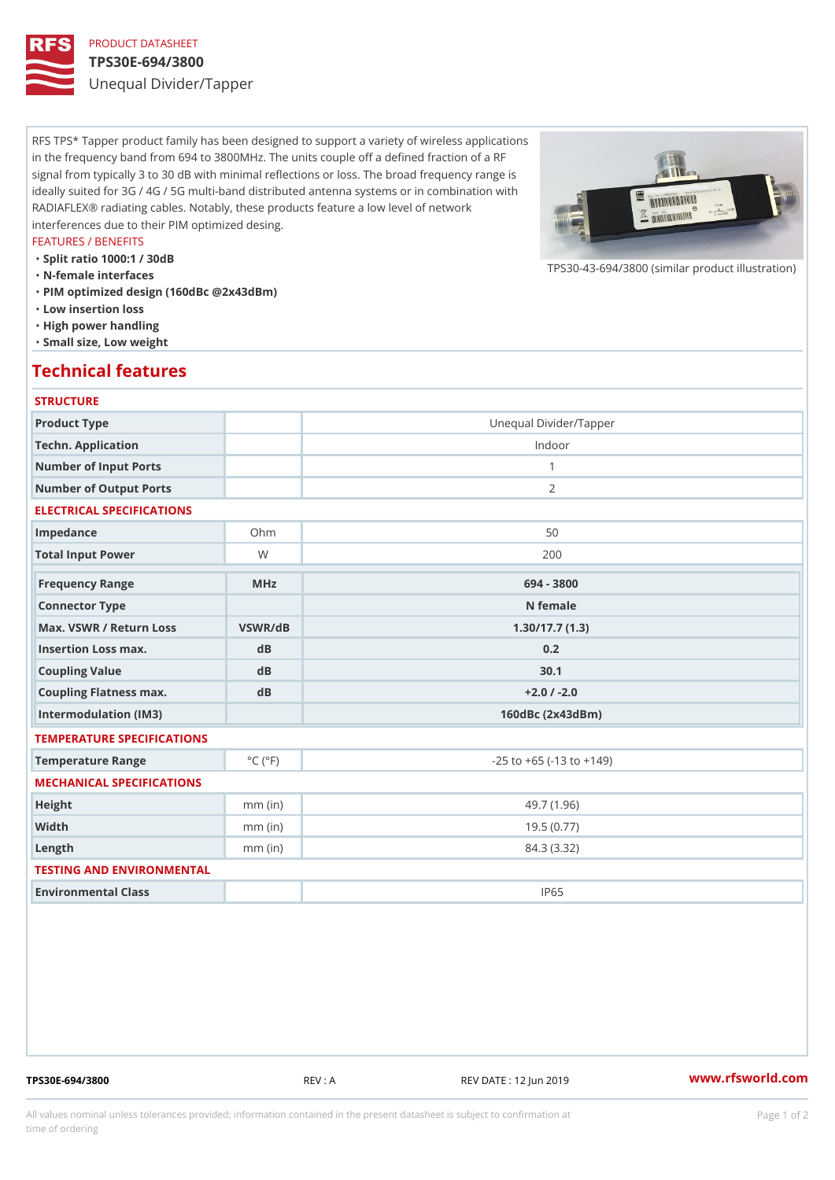PRODUCT DATASHEET

# TPS30E-694/3800

Unequal Divider/Tapper

RFS TPS* Tapper product family has been designed to support a variety of wireless applications in the frequency band from 694 to 3800MHz. The units couple off a defined fraction of a RF signal from typically 3 to 30 dB with minimal reflections or loss. The broad frequency range is ideally suited for 3G / 4G / 5G multi-band distributed antenna systems or in combination with RADIAFLEX® radiating cables. Notably, these products feature a low level of network interferences due to their PIM optimized desing.

TPS30-43-694/3800 (similar product illustration)

FEATURES / BENEFITS

- Split ratio 1000:1 / 30dB
- N-female interfaces
- PIM optimized design (160dBc @2x43dBm)
- Low insertion loss
- High power handling
- Small size, Low weight

## Technical features

### STRUCTURE

| | | |
|---|---|---|
| Product Type | | Unequal Divider/Tapper |
| Techn. Application | | Indoor |
| Number of Input Ports | | 1 |
| Number of Output Ports | | 2 |

### ELECTRICAL SPECIFICATIONS

| | | |
|---|---|---|
| Impedance | Ohm | 50 |
| Total Input Power | W | 200 |
| Frequency Range | MHz | 694 - 3800 |
| Connector Type | | N female |
| Max. VSWR / Return Loss | VSWR/dB | 1.30/17.7 (1.3) |
| Insertion Loss max. | dB | 0.2 |
| Coupling Value | dB | 30.1 |
| Coupling Flatness max. | dB | +2.0 / -2.0 |
| Intermodulation (IM3) | | 160dBc (2x43dBm) |

### TEMPERATURE SPECIFICATIONS

| | | |
|---|---|---|
| Temperature Range | °C (°F) | -25 to +65 (-13 to +149) |

### MECHANICAL SPECIFICATIONS

| | | |
|---|---|---|
| Height | mm (in) | 49.7 (1.96) |
| Width | mm (in) | 19.5 (0.77) |
| Length | mm (in) | 84.3 (3.32) |

### TESTING AND ENVIRONMENTAL

| | | |
|---|---|---|
| Environmental Class | | IP65 |

TPS30E-694/3800 REV : A REV DATE : 12 Jun 2019 www.rfsworld.com

All values nominal unless tolerances provided; information contained in the present datasheet is subject to confirmation at time of ordering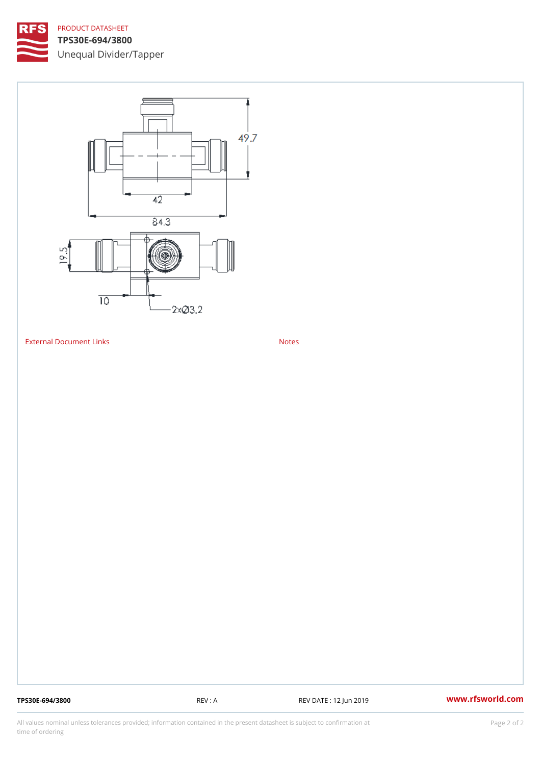PRODUCT DATASHEET

**TPS30E-694/3800**

Unequal Divider/Tapper

49.7

42

84.3

19.5

10

2xØ3.2

External Document Links

Notes

TPS30E-694/3800 REV : A REV DATE : 12 Jun 2019 www.rfsworld.com

All values nominal unless tolerances provided; information contained in the present datasheet is subject to confirmation at time of ordering